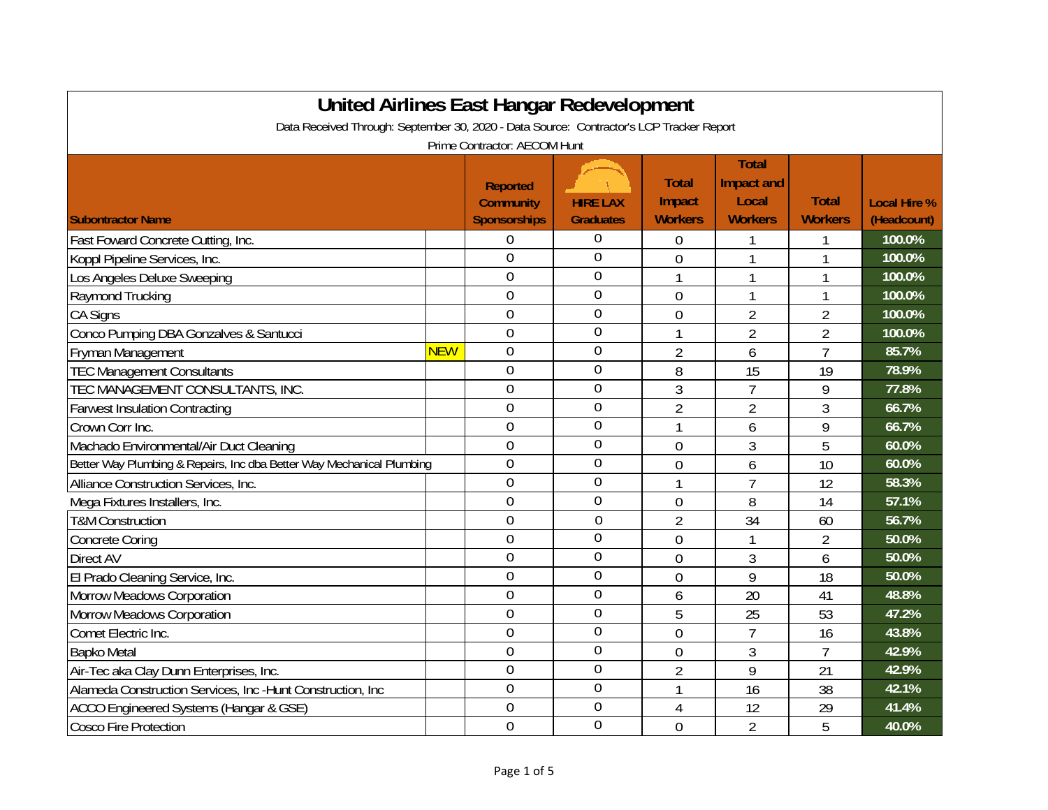# United Airlines East Hangar Redevelopment

Data Received Through: September 30, 2020 - Data Source: Contractor's LCP Tracker Report

Prime Contractor: AECOM Hunt

| Subontractor Name | | Reported Community Sponsorships | HIRE LAX Graduates | Total Impact Workers | Total Impact and Local Workers | Total Workers | Local Hire % (Headcount) |
|---|---|---|---|---|---|---|---|
| Fast Foward Concrete Cutting, Inc. | | 0 | 0 | 0 | 1 | 1 | 100.0% |
| Koppl Pipeline Services, Inc. | | 0 | 0 | 0 | 1 | 1 | 100.0% |
| Los Angeles Deluxe Sweeping | | 0 | 0 | 1 | 1 | 1 | 100.0% |
| Raymond Trucking | | 0 | 0 | 0 | 1 | 1 | 100.0% |
| CA Signs | | 0 | 0 | 0 | 2 | 2 | 100.0% |
| Conco Pumping DBA Gonzalves & Santucci | | 0 | 0 | 1 | 2 | 2 | 100.0% |
| Fryman Management | NEW | 0 | 0 | 2 | 6 | 7 | 85.7% |
| TEC Management Consultants | | 0 | 0 | 8 | 15 | 19 | 78.9% |
| TEC MANAGEMENT CONSULTANTS, INC. | | 0 | 0 | 3 | 7 | 9 | 77.8% |
| Farwest Insulation Contracting | | 0 | 0 | 2 | 2 | 3 | 66.7% |
| Crown Corr Inc. | | 0 | 0 | 1 | 6 | 9 | 66.7% |
| Machado Environmental/Air Duct Cleaning | | 0 | 0 | 0 | 3 | 5 | 60.0% |
| Better Way Plumbing & Repairs, Inc dba Better Way Mechanical Plumbing | | 0 | 0 | 0 | 6 | 10 | 60.0% |
| Alliance Construction Services, Inc. | | 0 | 0 | 1 | 7 | 12 | 58.3% |
| Mega Fixtures Installers, Inc. | | 0 | 0 | 0 | 8 | 14 | 57.1% |
| T&M Construction | | 0 | 0 | 2 | 34 | 60 | 56.7% |
| Concrete Coring | | 0 | 0 | 0 | 1 | 2 | 50.0% |
| Direct AV | | 0 | 0 | 0 | 3 | 6 | 50.0% |
| El Prado Cleaning Service, Inc. | | 0 | 0 | 0 | 9 | 18 | 50.0% |
| Morrow Meadows Corporation | | 0 | 0 | 6 | 20 | 41 | 48.8% |
| Morrow Meadows Corporation | | 0 | 0 | 5 | 25 | 53 | 47.2% |
| Comet Electric Inc. | | 0 | 0 | 0 | 7 | 16 | 43.8% |
| Bapko Metal | | 0 | 0 | 0 | 3 | 7 | 42.9% |
| Air-Tec aka Clay Dunn Enterprises, Inc. | | 0 | 0 | 2 | 9 | 21 | 42.9% |
| Alameda Construction Services, Inc -Hunt Construction, Inc | | 0 | 0 | 1 | 16 | 38 | 42.1% |
| ACCO Engineered Systems (Hangar & GSE) | | 0 | 0 | 4 | 12 | 29 | 41.4% |
| Cosco Fire Protection | | 0 | 0 | 0 | 2 | 5 | 40.0% |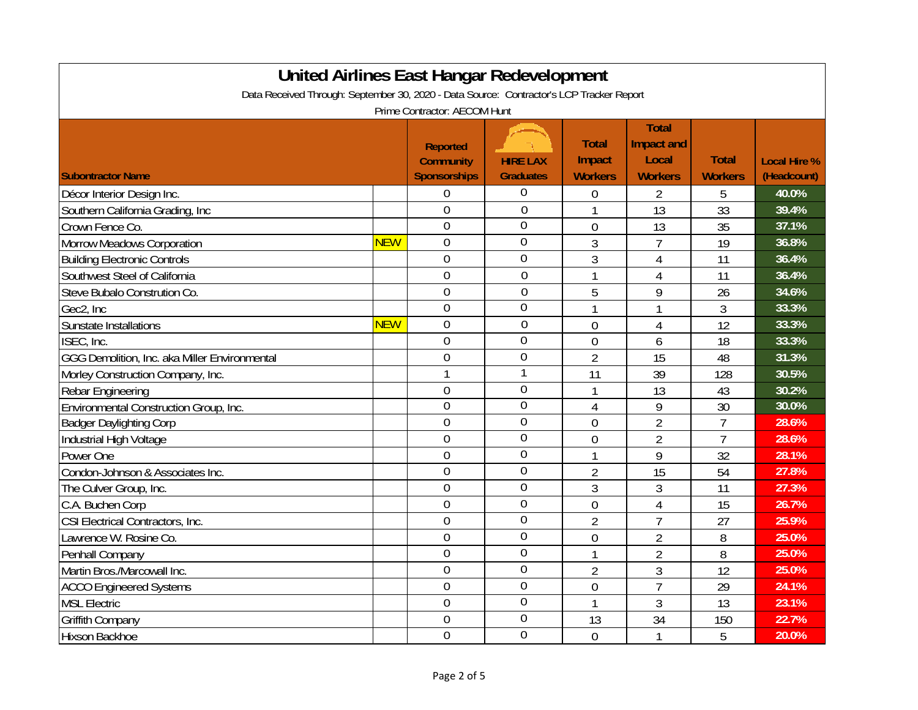# United Airlines East Hangar Redevelopment

Data Received Through: September 30, 2020 - Data Source: Contractor's LCP Tracker Report

Prime Contractor: AECOM Hunt

| Subontractor Name | | Reported Community Sponsorships | HIRE LAX Graduates | Total Impact Workers | Total Impact and Local Workers | Total Workers | Local Hire % (Headcount) |
|---|---|---|---|---|---|---|---|
| Décor Interior Design Inc. | | 0 | 0 | 0 | 2 | 5 | 40.0% |
| Southern California Grading, Inc | | 0 | 0 | 1 | 13 | 33 | 39.4% |
| Crown Fence Co. | | 0 | 0 | 0 | 13 | 35 | 37.1% |
| Morrow Meadows Corporation | NEW | 0 | 0 | 3 | 7 | 19 | 36.8% |
| Building Electronic Controls | | 0 | 0 | 3 | 4 | 11 | 36.4% |
| Southwest Steel of California | | 0 | 0 | 1 | 4 | 11 | 36.4% |
| Steve Bubalo Constrution Co. | | 0 | 0 | 5 | 9 | 26 | 34.6% |
| Gec2, Inc | | 0 | 0 | 1 | 1 | 3 | 33.3% |
| Sunstate Installations | NEW | 0 | 0 | 0 | 4 | 12 | 33.3% |
| ISEC, Inc. | | 0 | 0 | 0 | 6 | 18 | 33.3% |
| GGG Demolition, Inc. aka Miller Environmental | | 0 | 0 | 2 | 15 | 48 | 31.3% |
| Morley Construction Company, Inc. | | 1 | 1 | 11 | 39 | 128 | 30.5% |
| Rebar Engineering | | 0 | 0 | 1 | 13 | 43 | 30.2% |
| Environmental Construction Group, Inc. | | 0 | 0 | 4 | 9 | 30 | 30.0% |
| Badger Daylighting Corp | | 0 | 0 | 0 | 2 | 7 | 28.6% |
| Industrial High Voltage | | 0 | 0 | 0 | 2 | 7 | 28.6% |
| Power One | | 0 | 0 | 1 | 9 | 32 | 28.1% |
| Condon-Johnson & Associates Inc. | | 0 | 0 | 2 | 15 | 54 | 27.8% |
| The Culver Group, Inc. | | 0 | 0 | 3 | 3 | 11 | 27.3% |
| C.A. Buchen Corp | | 0 | 0 | 0 | 4 | 15 | 26.7% |
| CSI Electrical Contractors, Inc. | | 0 | 0 | 2 | 7 | 27 | 25.9% |
| Lawrence W. Rosine Co. | | 0 | 0 | 0 | 2 | 8 | 25.0% |
| Penhall Company | | 0 | 0 | 1 | 2 | 8 | 25.0% |
| Martin Bros./Marcowall Inc. | | 0 | 0 | 2 | 3 | 12 | 25.0% |
| ACCO Engineered Systems | | 0 | 0 | 0 | 7 | 29 | 24.1% |
| MSL Electric | | 0 | 0 | 1 | 3 | 13 | 23.1% |
| Griffith Company | | 0 | 0 | 13 | 34 | 150 | 22.7% |
| Hixson Backhoe | | 0 | 0 | 0 | 1 | 5 | 20.0% |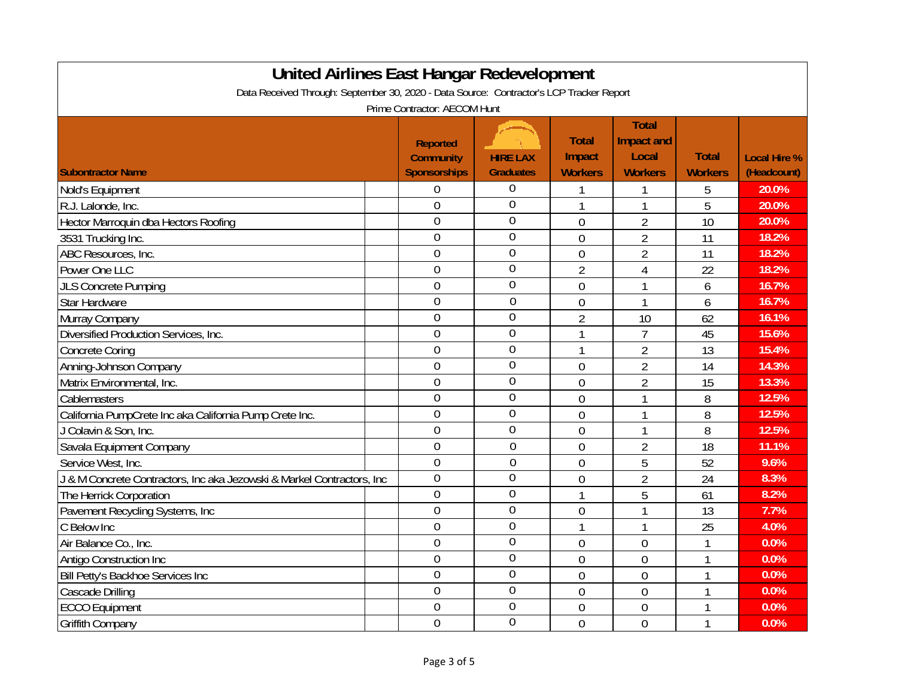# United Airlines East Hangar Redevelopment

Data Received Through: September 30, 2020 - Data Source: Contractor's LCP Tracker Report

Prime Contractor: AECOM Hunt

| Subontractor Name | Reported Community Sponsorships | HIRE LAX Graduates | Total Impact Workers | Total Impact and Local Workers | Total Workers | Local Hire % (Headcount) |
|---|---|---|---|---|---|---|
| Nold's Equipment | 0 | 0 | 1 | 1 | 5 | 20.0% |
| R.J. Lalonde, Inc. | 0 | 0 | 1 | 1 | 5 | 20.0% |
| Hector Marroquin dba Hectors Roofing | 0 | 0 | 0 | 2 | 10 | 20.0% |
| 3531 Trucking Inc. | 0 | 0 | 0 | 2 | 11 | 18.2% |
| ABC Resources, Inc. | 0 | 0 | 0 | 2 | 11 | 18.2% |
| Power One LLC | 0 | 0 | 2 | 4 | 22 | 18.2% |
| JLS Concrete Pumping | 0 | 0 | 0 | 1 | 6 | 16.7% |
| Star Hardware | 0 | 0 | 0 | 1 | 6 | 16.7% |
| Murray Company | 0 | 0 | 2 | 10 | 62 | 16.1% |
| Diversified Production Services, Inc. | 0 | 0 | 1 | 7 | 45 | 15.6% |
| Concrete Coring | 0 | 0 | 1 | 2 | 13 | 15.4% |
| Anning-Johnson Company | 0 | 0 | 0 | 2 | 14 | 14.3% |
| Matrix Environmental, Inc. | 0 | 0 | 0 | 2 | 15 | 13.3% |
| Cablemasters | 0 | 0 | 0 | 1 | 8 | 12.5% |
| California PumpCrete Inc aka California Pump Crete Inc. | 0 | 0 | 0 | 1 | 8 | 12.5% |
| J Colavin & Son, Inc. | 0 | 0 | 0 | 1 | 8 | 12.5% |
| Savala Equipment Company | 0 | 0 | 0 | 2 | 18 | 11.1% |
| Service West, Inc. | 0 | 0 | 0 | 5 | 52 | 9.6% |
| J & M Concrete Contractors, Inc aka Jezowski & Markel Contractors, Inc | 0 | 0 | 0 | 2 | 24 | 8.3% |
| The Herrick Corporation | 0 | 0 | 1 | 5 | 61 | 8.2% |
| Pavement Recycling Systems, Inc | 0 | 0 | 0 | 1 | 13 | 7.7% |
| C Below Inc | 0 | 0 | 1 | 1 | 25 | 4.0% |
| Air Balance Co., Inc. | 0 | 0 | 0 | 0 | 1 | 0.0% |
| Antigo Construction Inc | 0 | 0 | 0 | 0 | 1 | 0.0% |
| Bill Petty's Backhoe Services Inc | 0 | 0 | 0 | 0 | 1 | 0.0% |
| Cascade Drilling | 0 | 0 | 0 | 0 | 1 | 0.0% |
| ECCO Equipment | 0 | 0 | 0 | 0 | 1 | 0.0% |
| Griffith Company | 0 | 0 | 0 | 0 | 1 | 0.0% |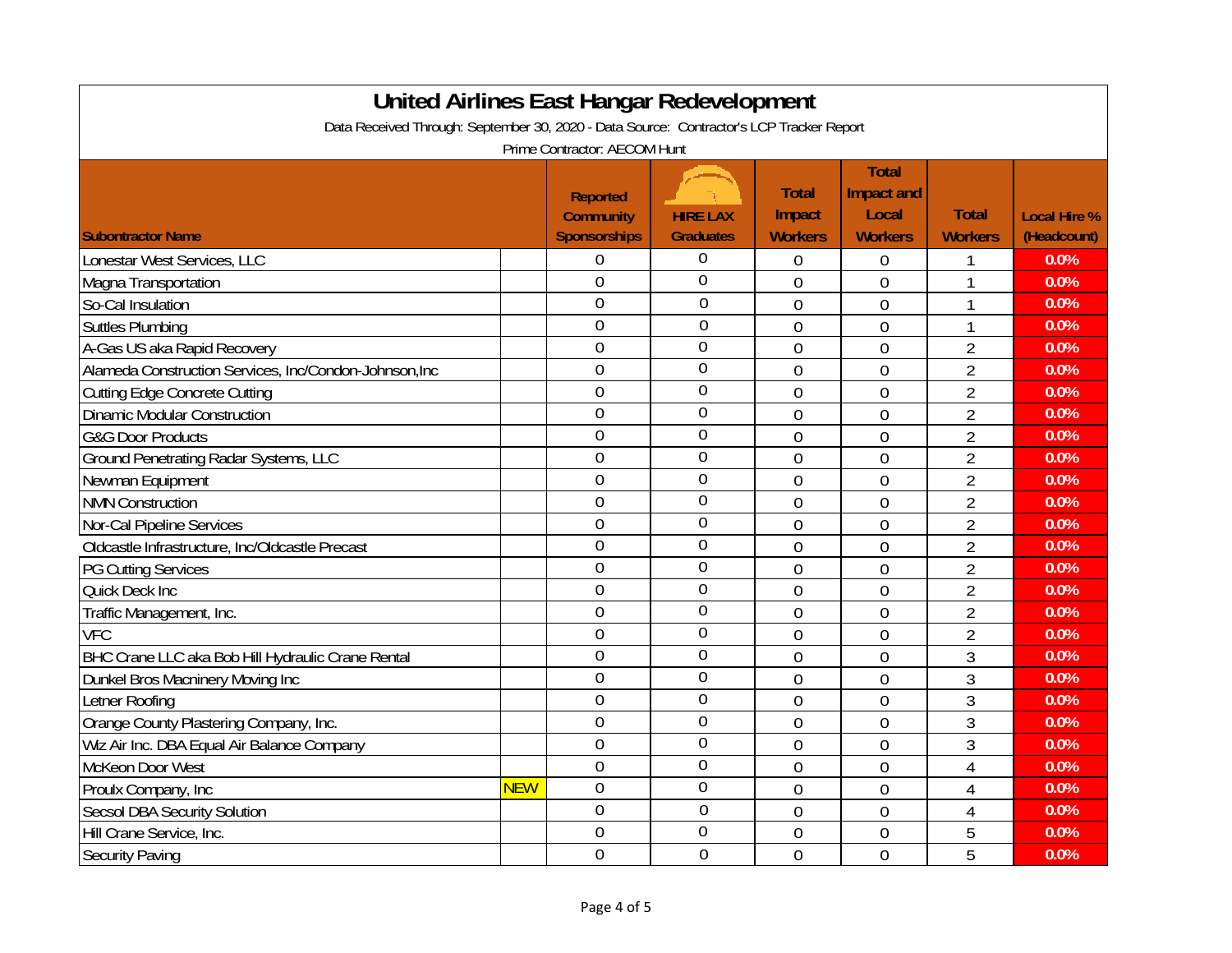# United Airlines East Hangar Redevelopment

Data Received Through: September 30, 2020 - Data Source: Contractor's LCP Tracker Report

Prime Contractor: AECOM Hunt

| Subcontractor Name | | Reported Community Sponsorships | HIRE LAX Graduates | Total Impact Workers | Total Impact and Local Workers | Total Workers | Local Hire % (Headcount) |
|---|---|---|---|---|---|---|---|
| Lonestar West Services, LLC | | 0 | 0 | 0 | 0 | 1 | 0.0% |
| Magna Transportation | | 0 | 0 | 0 | 0 | 1 | 0.0% |
| So-Cal Insulation | | 0 | 0 | 0 | 0 | 1 | 0.0% |
| Suttles Plumbing | | 0 | 0 | 0 | 0 | 1 | 0.0% |
| A-Gas US aka Rapid Recovery | | 0 | 0 | 0 | 0 | 2 | 0.0% |
| Alameda Construction Services, Inc/Condon-Johnson,Inc | | 0 | 0 | 0 | 0 | 2 | 0.0% |
| Cutting Edge Concrete Cutting | | 0 | 0 | 0 | 0 | 2 | 0.0% |
| Dinamic Modular Construction | | 0 | 0 | 0 | 0 | 2 | 0.0% |
| G&G Door Products | | 0 | 0 | 0 | 0 | 2 | 0.0% |
| Ground Penetrating Radar Systems, LLC | | 0 | 0 | 0 | 0 | 2 | 0.0% |
| Newman Equipment | | 0 | 0 | 0 | 0 | 2 | 0.0% |
| NMN Construction | | 0 | 0 | 0 | 0 | 2 | 0.0% |
| Nor-Cal Pipeline Services | | 0 | 0 | 0 | 0 | 2 | 0.0% |
| Oldcastle Infrastructure, Inc/Oldcastle Precast | | 0 | 0 | 0 | 0 | 2 | 0.0% |
| PG Cutting Services | | 0 | 0 | 0 | 0 | 2 | 0.0% |
| Quick Deck Inc | | 0 | 0 | 0 | 0 | 2 | 0.0% |
| Traffic Management, Inc. | | 0 | 0 | 0 | 0 | 2 | 0.0% |
| VFC | | 0 | 0 | 0 | 0 | 2 | 0.0% |
| BHC Crane LLC aka Bob Hill Hydraulic Crane Rental | | 0 | 0 | 0 | 0 | 3 | 0.0% |
| Dunkel Bros Macninery Moving Inc | | 0 | 0 | 0 | 0 | 3 | 0.0% |
| Letner Roofing | | 0 | 0 | 0 | 0 | 3 | 0.0% |
| Orange County Plastering Company, Inc. | | 0 | 0 | 0 | 0 | 3 | 0.0% |
| Wlz Air Inc. DBA Equal Air Balance Company | | 0 | 0 | 0 | 0 | 3 | 0.0% |
| McKeon Door West | | 0 | 0 | 0 | 0 | 4 | 0.0% |
| Proulx Company, Inc | NEW | 0 | 0 | 0 | 0 | 4 | 0.0% |
| Secsol DBA Security Solution | | 0 | 0 | 0 | 0 | 4 | 0.0% |
| Hill Crane Service, Inc. | | 0 | 0 | 0 | 0 | 5 | 0.0% |
| Security Paving | | 0 | 0 | 0 | 0 | 5 | 0.0% |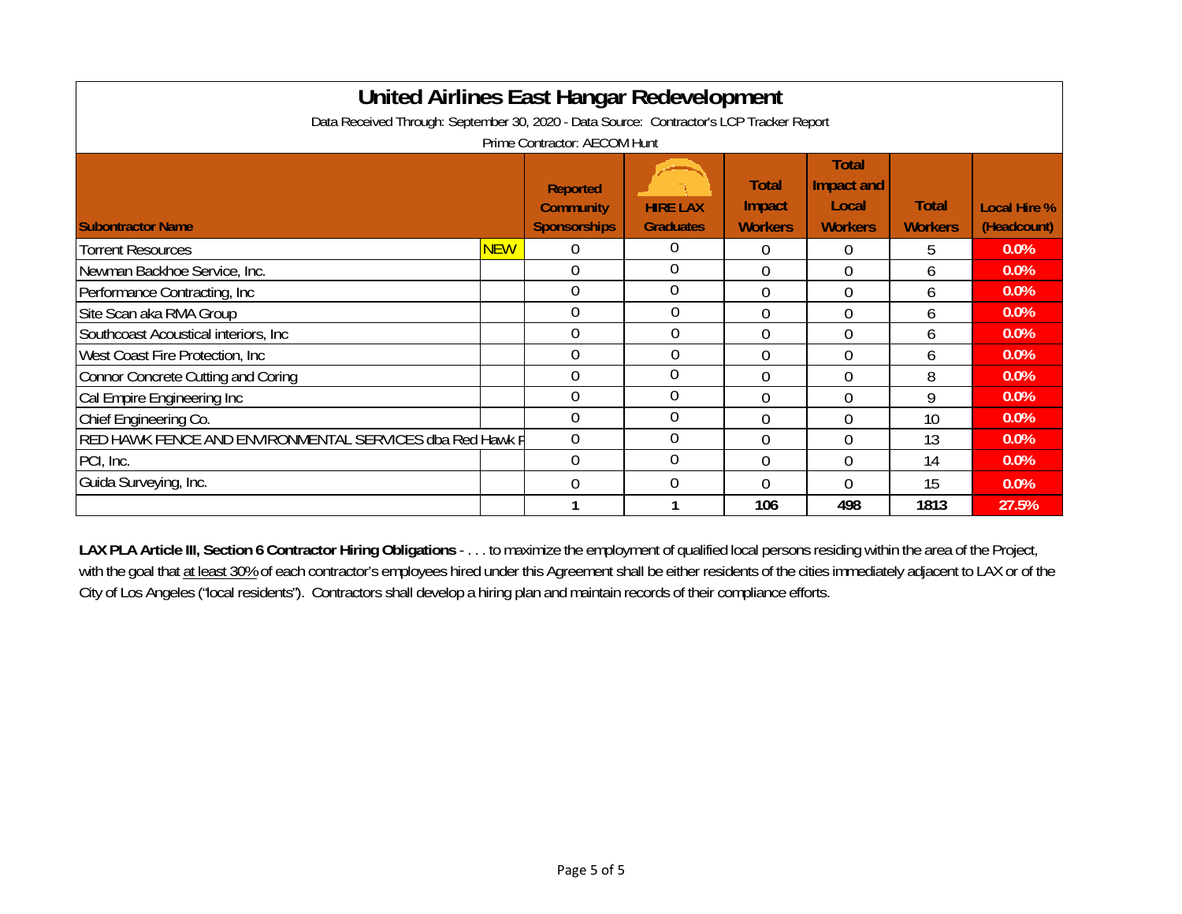# United Airlines East Hangar Redevelopment

Data Received Through: September 30, 2020 - Data Source: Contractor's LCP Tracker Report

Prime Contractor: AECOM Hunt

| Subcontractor Name | | Reported Community Sponsorships | HIRE LAX Graduates | Total Impact Workers | Total Impact and Local Workers | Total Workers | Local Hire % (Headcount) |
|---|---|---|---|---|---|---|---|
| Torrent Resources | NEW | 0 | 0 | 0 | 0 | 5 | 0.0% |
| Newman Backhoe Service, Inc. | | 0 | 0 | 0 | 0 | 6 | 0.0% |
| Performance Contracting, Inc | | 0 | 0 | 0 | 0 | 6 | 0.0% |
| Site Scan aka RMA Group | | 0 | 0 | 0 | 0 | 6 | 0.0% |
| Southcoast Acoustical interiors, Inc | | 0 | 0 | 0 | 0 | 6 | 0.0% |
| West Coast Fire Protection, Inc | | 0 | 0 | 0 | 0 | 6 | 0.0% |
| Connor Concrete Cutting and Coring | | 0 | 0 | 0 | 0 | 8 | 0.0% |
| Cal Empire Engineering Inc | | 0 | 0 | 0 | 0 | 9 | 0.0% |
| Chief Engineering Co. | | 0 | 0 | 0 | 0 | 10 | 0.0% |
| RED HAWK FENCE AND ENVIRONMENTAL SERVICES dba Red Hawk F | | 0 | 0 | 0 | 0 | 13 | 0.0% |
| PCI, Inc. | | 0 | 0 | 0 | 0 | 14 | 0.0% |
| Guida Surveying, Inc. | | 0 | 0 | 0 | 0 | 15 | 0.0% |
| | | 1 | 1 | 106 | 498 | 1813 | 27.5% |

**LAX PLA Article III, Section 6 Contractor Hiring Obligations** - . . . to maximize the employment of qualified local persons residing within the area of the Project, with the goal that at least 30% of each contractor's employees hired under this Agreement shall be either residents of the cities immediately adjacent to LAX or of the City of Los Angeles ("local residents"). Contractors shall develop a hiring plan and maintain records of their compliance efforts.